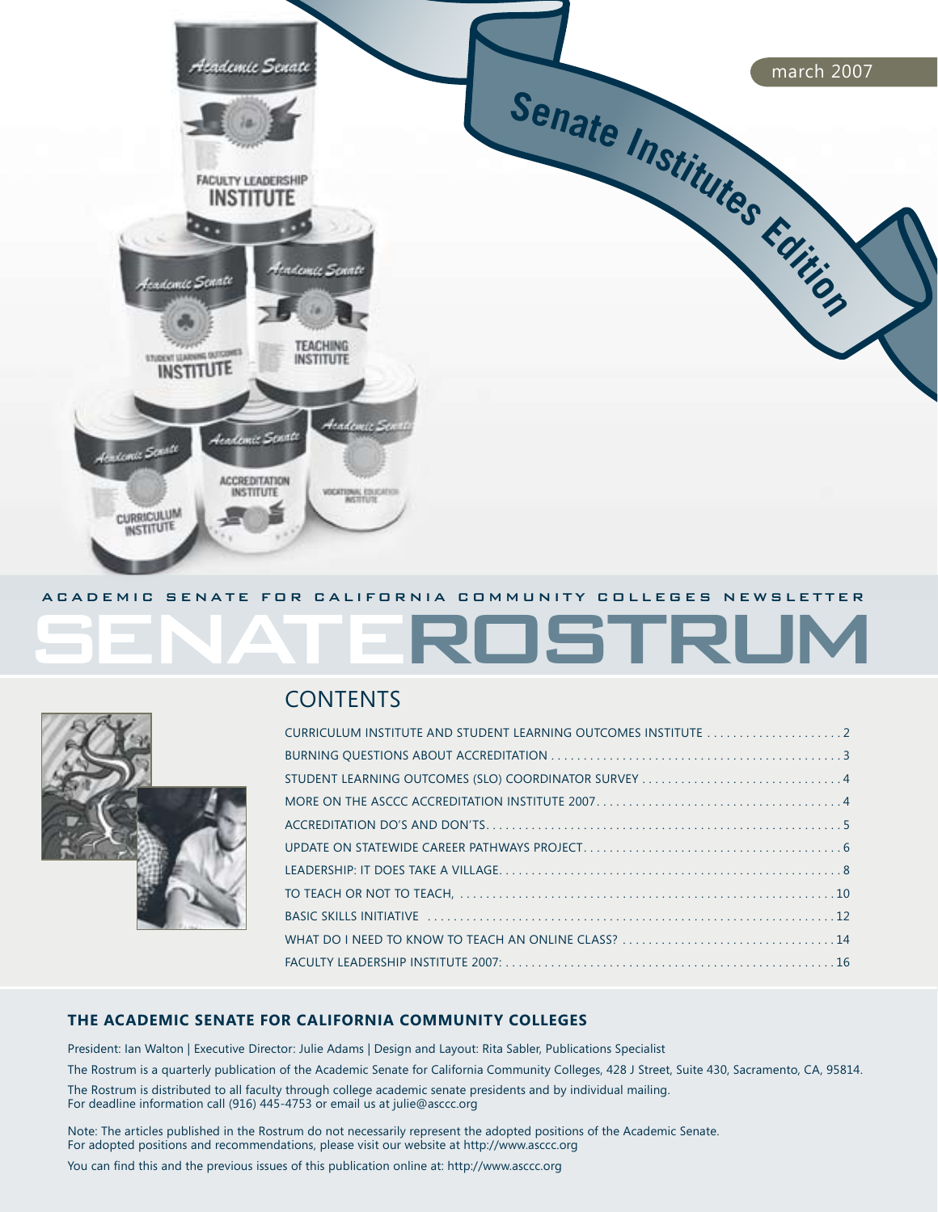Senate Institutes Edition

march 2007

ACADEMIC SENATE FOR CALIFORNIA COMMUNITY COLLEGES NEWSLETTER

# SENATEROSTRUM

## CONTENTS

- CURRICULUM INSTITUTE AND STUDENT LEARNING OUTCOMES INSTITUTE . . . . . . . . . . . . . . . . . . . . 2
- BURNING QUESTIONS ABOUT ACCREDITATION . . . . . . . . . . . . . . . . . . . . . . . . . . . . . . . . . . . . . . . . . . . 3
- STUDENT LEARNING OUTCOMES (SLO) COORDINATOR SURVEY . . . . . . . . . . . . . . . . . . . . . . . . . . . . . . 4
- MORE ON THE ASCCC ACCREDITATION INSTITUTE 2007. . . . . . . . . . . . . . . . . . . . . . . . . . . . . . . . . . . . . 4
- ACCREDITATION DO'S AND DON'TS. . . . . . . . . . . . . . . . . . . . . . . . . . . . . . . . . . . . . . . . . . . . . . . . . . . . . 5
- UPDATE ON STATEWIDE CAREER PATHWAYS PROJECT. . . . . . . . . . . . . . . . . . . . . . . . . . . . . . . . . . . . . . . 6
- LEADERSHIP: IT DOES TAKE A VILLAGE. . . . . . . . . . . . . . . . . . . . . . . . . . . . . . . . . . . . . . . . . . . . . . . . . . . 8
- TO TEACH OR NOT TO TEACH, . . . . . . . . . . . . . . . . . . . . . . . . . . . . . . . . . . . . . . . . . . . . . . . . . . . . . . . . 10
- BASIC SKILLS INITIATIVE . . . . . . . . . . . . . . . . . . . . . . . . . . . . . . . . . . . . . . . . . . . . . . . . . . . . . . . . . . . . 12
- WHAT DO I NEED TO KNOW TO TEACH AN ONLINE CLASS? . . . . . . . . . . . . . . . . . . . . . . . . . . . . . . . . 14
- FACULTY LEADERSHIP INSTITUTE 2007: . . . . . . . . . . . . . . . . . . . . . . . . . . . . . . . . . . . . . . . . . . . . . . . . . 16

### THE ACADEMIC SENATE FOR CALIFORNIA COMMUNITY COLLEGES

President: Ian Walton | Executive Director: Julie Adams | Design and Layout: Rita Sabler, Publications Specialist

The Rostrum is a quarterly publication of the Academic Senate for California Community Colleges, 428 J Street, Suite 430, Sacramento, CA, 95814.

The Rostrum is distributed to all faculty through college academic senate presidents and by individual mailing.
For deadline information call (916) 445-4753 or email us at julie@asccc.org

Note: The articles published in the Rostrum do not necessarily represent the adopted positions of the Academic Senate.
For adopted positions and recommendations, please visit our website at http://www.asccc.org

You can find this and the previous issues of this publication online at: http://www.asccc.org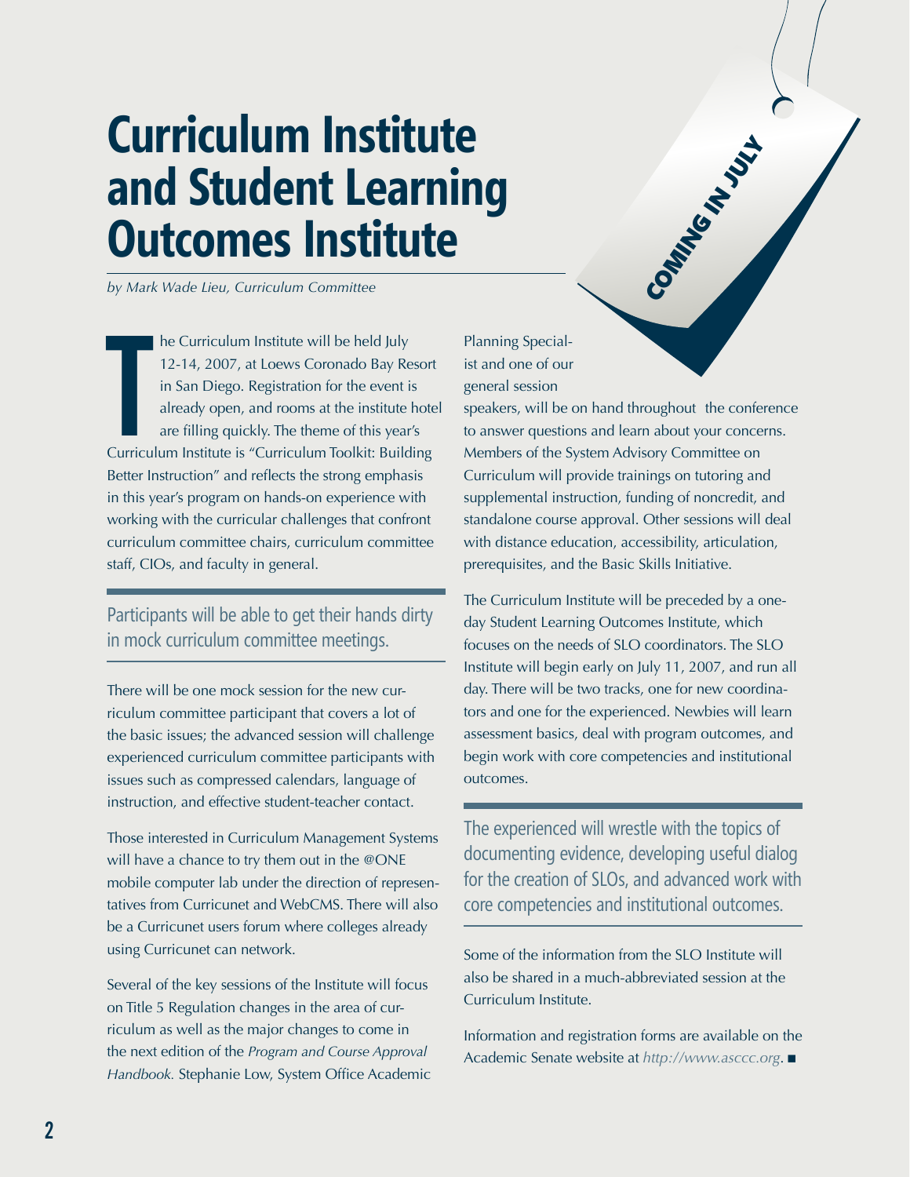# Curriculum Institute and Student Learning Outcomes Institute

COMING IN JULY

*by Mark Wade Lieu, Curriculum Committee*

The Curriculum Institute will be held July 12-14, 2007, at Loews Coronado Bay Resort in San Diego. Registration for the event is already open, and rooms at the institute hotel are filling quickly. The theme of this year's Curriculum Institute is "Curriculum Toolkit: Building Better Instruction" and reflects the strong emphasis in this year's program on hands-on experience with working with the curricular challenges that confront curriculum committee chairs, curriculum committee staff, CIOs, and faculty in general.

Participants will be able to get their hands dirty in mock curriculum committee meetings.

There will be one mock session for the new curriculum committee participant that covers a lot of the basic issues; the advanced session will challenge experienced curriculum committee participants with issues such as compressed calendars, language of instruction, and effective student-teacher contact.

Those interested in Curriculum Management Systems will have a chance to try them out in the @ONE mobile computer lab under the direction of representatives from Curricunet and WebCMS. There will also be a Curricunet users forum where colleges already using Curricunet can network.

Several of the key sessions of the Institute will focus on Title 5 Regulation changes in the area of curriculum as well as the major changes to come in the next edition of the *Program and Course Approval Handbook.* Stephanie Low, System Office Academic Planning Specialist and one of our general session speakers, will be on hand throughout the conference to answer questions and learn about your concerns. Members of the System Advisory Committee on Curriculum will provide trainings on tutoring and supplemental instruction, funding of noncredit, and standalone course approval. Other sessions will deal with distance education, accessibility, articulation, prerequisites, and the Basic Skills Initiative.

The Curriculum Institute will be preceded by a one-day Student Learning Outcomes Institute, which focuses on the needs of SLO coordinators. The SLO Institute will begin early on July 11, 2007, and run all day. There will be two tracks, one for new coordinators and one for the experienced. Newbies will learn assessment basics, deal with program outcomes, and begin work with core competencies and institutional outcomes.

The experienced will wrestle with the topics of documenting evidence, developing useful dialog for the creation of SLOs, and advanced work with core competencies and institutional outcomes.

Some of the information from the SLO Institute will also be shared in a much-abbreviated session at the Curriculum Institute.

Information and registration forms are available on the Academic Senate website at *http://www.asccc.org*. ■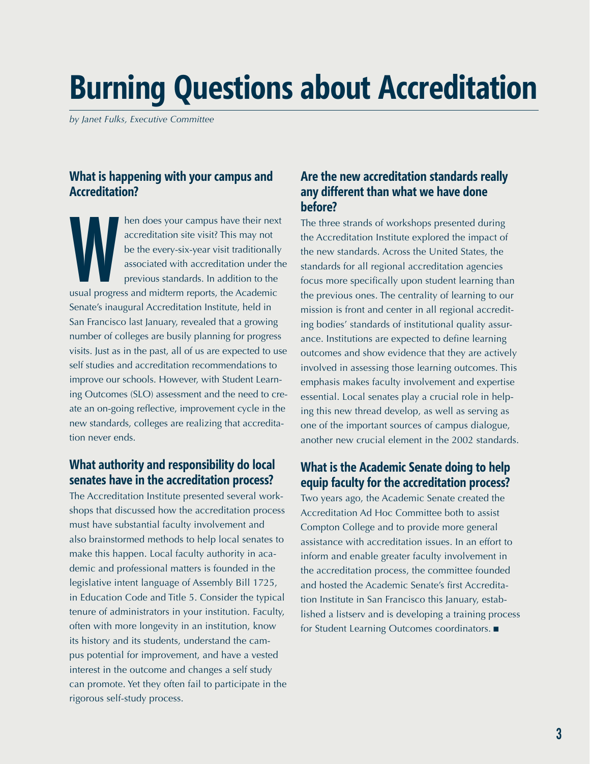# Burning Questions about Accreditation

*by Janet Fulks, Executive Committee*

## What is happening with your campus and Accreditation?

When does your campus have their next accreditation site visit? This may not be the every-six-year visit traditionally associated with accreditation under the previous standards. In addition to the usual progress and midterm reports, the Academic Senate's inaugural Accreditation Institute, held in San Francisco last January, revealed that a growing number of colleges are busily planning for progress visits. Just as in the past, all of us are expected to use self studies and accreditation recommendations to improve our schools. However, with Student Learning Outcomes (SLO) assessment and the need to create an on-going reflective, improvement cycle in the new standards, colleges are realizing that accreditation never ends.

## What authority and responsibility do local senates have in the accreditation process?

The Accreditation Institute presented several workshops that discussed how the accreditation process must have substantial faculty involvement and also brainstormed methods to help local senates to make this happen. Local faculty authority in academic and professional matters is founded in the legislative intent language of Assembly Bill 1725, in Education Code and Title 5. Consider the typical tenure of administrators in your institution. Faculty, often with more longevity in an institution, know its history and its students, understand the campus potential for improvement, and have a vested interest in the outcome and changes a self study can promote. Yet they often fail to participate in the rigorous self-study process.

## Are the new accreditation standards really any different than what we have done before?

The three strands of workshops presented during the Accreditation Institute explored the impact of the new standards. Across the United States, the standards for all regional accreditation agencies focus more specifically upon student learning than the previous ones. The centrality of learning to our mission is front and center in all regional accrediting bodies' standards of institutional quality assurance. Institutions are expected to define learning outcomes and show evidence that they are actively involved in assessing those learning outcomes. This emphasis makes faculty involvement and expertise essential. Local senates play a crucial role in helping this new thread develop, as well as serving as one of the important sources of campus dialogue, another new crucial element in the 2002 standards.

## What is the Academic Senate doing to help equip faculty for the accreditation process?

Two years ago, the Academic Senate created the Accreditation Ad Hoc Committee both to assist Compton College and to provide more general assistance with accreditation issues. In an effort to inform and enable greater faculty involvement in the accreditation process, the committee founded and hosted the Academic Senate's first Accreditation Institute in San Francisco this January, established a listserv and is developing a training process for Student Learning Outcomes coordinators. ■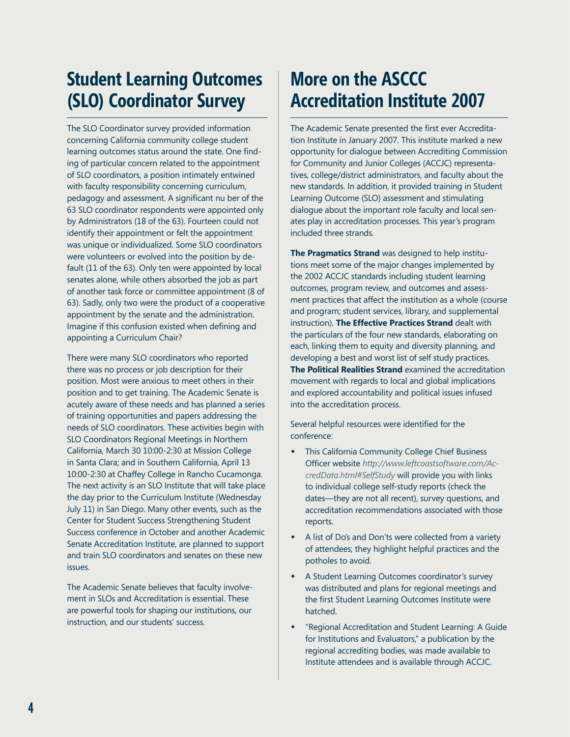## Student Learning Outcomes (SLO) Coordinator Survey

The SLO Coordinator survey provided information concerning California community college student learning outcomes status around the state. One finding of particular concern related to the appointment of SLO coordinators, a position intimately entwined with faculty responsibility concerning curriculum, pedagogy and assessment. A significant nu ber of the 63 SLO coordinator respondents were appointed only by Administrators (18 of the 63). Fourteen could not identify their appointment or felt the appointment was unique or individualized. Some SLO coordinators were volunteers or evolved into the position by default (11 of the 63). Only ten were appointed by local senates alone, while others absorbed the job as part of another task force or committee appointment (8 of 63). Sadly, only two were the product of a cooperative appointment by the senate and the administration. Imagine if this confusion existed when defining and appointing a Curriculum Chair?

There were many SLO coordinators who reported there was no process or job description for their position. Most were anxious to meet others in their position and to get training. The Academic Senate is acutely aware of these needs and has planned a series of training opportunities and papers addressing the needs of SLO coordinators. These activities begin with SLO Coordinators Regional Meetings in Northern California, March 30 10:00-2:30 at Mission College in Santa Clara; and in Southern California, April 13 10:00-2:30 at Chaffey College in Rancho Cucamonga. The next activity is an SLO Institute that will take place the day prior to the Curriculum Institute (Wednesday July 11) in San Diego. Many other events, such as the Center for Student Success Strengthening Student Success conference in October and another Academic Senate Accreditation Institute, are planned to support and train SLO coordinators and senates on these new issues.

The Academic Senate believes that faculty involvement in SLOs and Accreditation is essential. These are powerful tools for shaping our institutions, our instruction, and our students' success.

## More on the ASCCC Accreditation Institute 2007

The Academic Senate presented the first ever Accreditation Institute in January 2007. This institute marked a new opportunity for dialogue between Accrediting Commission for Community and Junior Colleges (ACCJC) representatives, college/district administrators, and faculty about the new standards. In addition, it provided training in Student Learning Outcome (SLO) assessment and stimulating dialogue about the important role faculty and local senates play in accreditation processes. This year's program included three strands.

**The Pragmatics Strand** was designed to help institutions meet some of the major changes implemented by the 2002 ACCJC standards including student learning outcomes, program review, and outcomes and assessment practices that affect the institution as a whole (course and program; student services, library, and supplemental instruction). **The Effective Practices Strand** dealt with the particulars of the four new standards, elaborating on each, linking them to equity and diversity planning, and developing a best and worst list of self study practices. **The Political Realities Strand** examined the accreditation movement with regards to local and global implications and explored accountability and political issues infused into the accreditation process.

Several helpful resources were identified for the conference:

- This California Community College Chief Business Officer website *http://www.leftcoastsoftware.com/AccredData.html#SelfStudy* will provide you with links to individual college self-study reports (check the dates—they are not all recent), survey questions, and accreditation recommendations associated with those reports.
- A list of Do's and Don'ts were collected from a variety of attendees; they highlight helpful practices and the potholes to avoid.
- A Student Learning Outcomes coordinator's survey was distributed and plans for regional meetings and the first Student Learning Outcomes Institute were hatched.
- "Regional Accreditation and Student Learning: A Guide for Institutions and Evaluators," a publication by the regional accrediting bodies, was made available to Institute attendees and is available through ACCJC.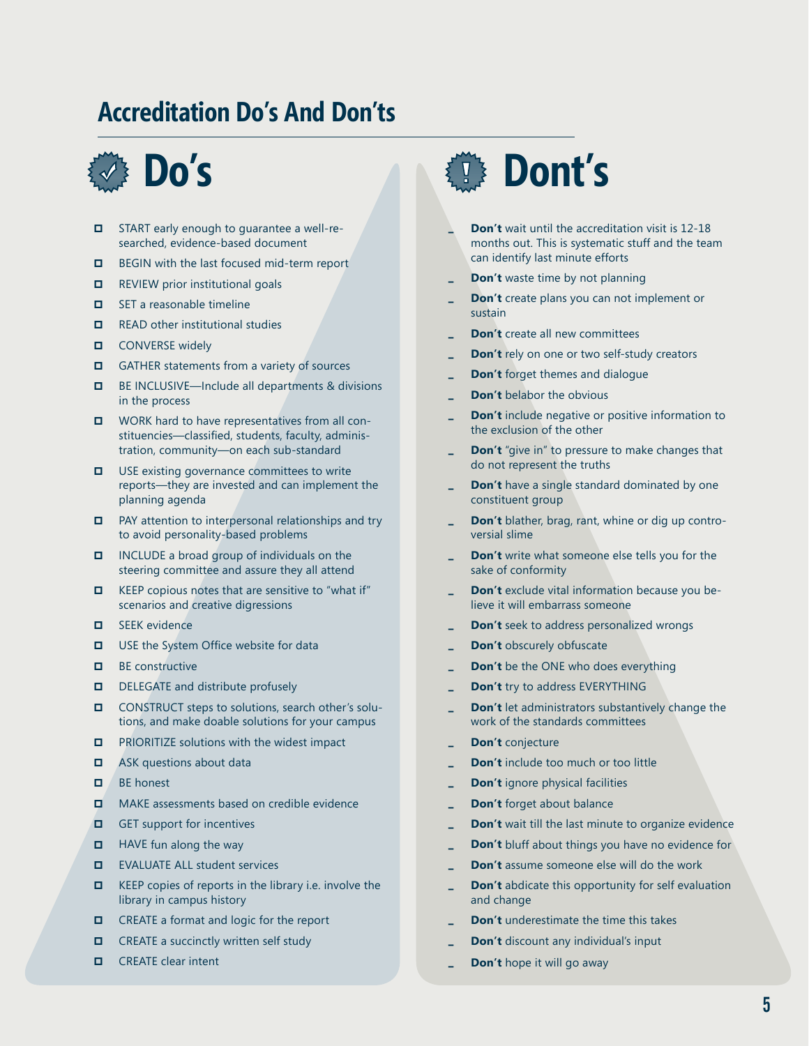# Accreditation Do's And Don'ts

## Do's

- START early enough to guarantee a well-researched, evidence-based document
- BEGIN with the last focused mid-term report
- REVIEW prior institutional goals
- SET a reasonable timeline
- READ other institutional studies
- CONVERSE widely
- GATHER statements from a variety of sources
- BE INCLUSIVE—Include all departments & divisions in the process
- WORK hard to have representatives from all constituencies—classified, students, faculty, administration, community—on each sub-standard
- USE existing governance committees to write reports—they are invested and can implement the planning agenda
- PAY attention to interpersonal relationships and try to avoid personality-based problems
- INCLUDE a broad group of individuals on the steering committee and assure they all attend
- KEEP copious notes that are sensitive to "what if" scenarios and creative digressions
- SEEK evidence
- USE the System Office website for data
- BE constructive
- DELEGATE and distribute profusely
- CONSTRUCT steps to solutions, search other's solutions, and make doable solutions for your campus
- PRIORITIZE solutions with the widest impact
- ASK questions about data
- BE honest
- MAKE assessments based on credible evidence
- GET support for incentives
- HAVE fun along the way
- EVALUATE ALL student services
- KEEP copies of reports in the library i.e. involve the library in campus history
- CREATE a format and logic for the report
- CREATE a succinctly written self study
- CREATE clear intent

## Dont's

- **Don't** wait until the accreditation visit is 12-18 months out. This is systematic stuff and the team can identify last minute efforts
- **Don't** waste time by not planning
- **Don't** create plans you can not implement or sustain
- **Don't** create all new committees
- **Don't** rely on one or two self-study creators
- **Don't** forget themes and dialogue
- **Don't** belabor the obvious
- **Don't** include negative or positive information to the exclusion of the other
- **Don't** "give in" to pressure to make changes that do not represent the truths
- **Don't** have a single standard dominated by one constituent group
- **Don't** blather, brag, rant, whine or dig up controversial slime
- **Don't** write what someone else tells you for the sake of conformity
- **Don't** exclude vital information because you believe it will embarrass someone
- **Don't** seek to address personalized wrongs
- **Don't** obscurely obfuscate
- **Don't** be the ONE who does everything
- **Don't** try to address EVERYTHING
- **Don't** let administrators substantively change the work of the standards committees
- **Don't** conjecture
- **Don't** include too much or too little
- **Don't** ignore physical facilities
- **Don't** forget about balance
- **Don't** wait till the last minute to organize evidence
- **Don't** bluff about things you have no evidence for
- **Don't** assume someone else will do the work
- **Don't** abdicate this opportunity for self evaluation and change
- **Don't** underestimate the time this takes
- **Don't** discount any individual's input
- **Don't** hope it will go away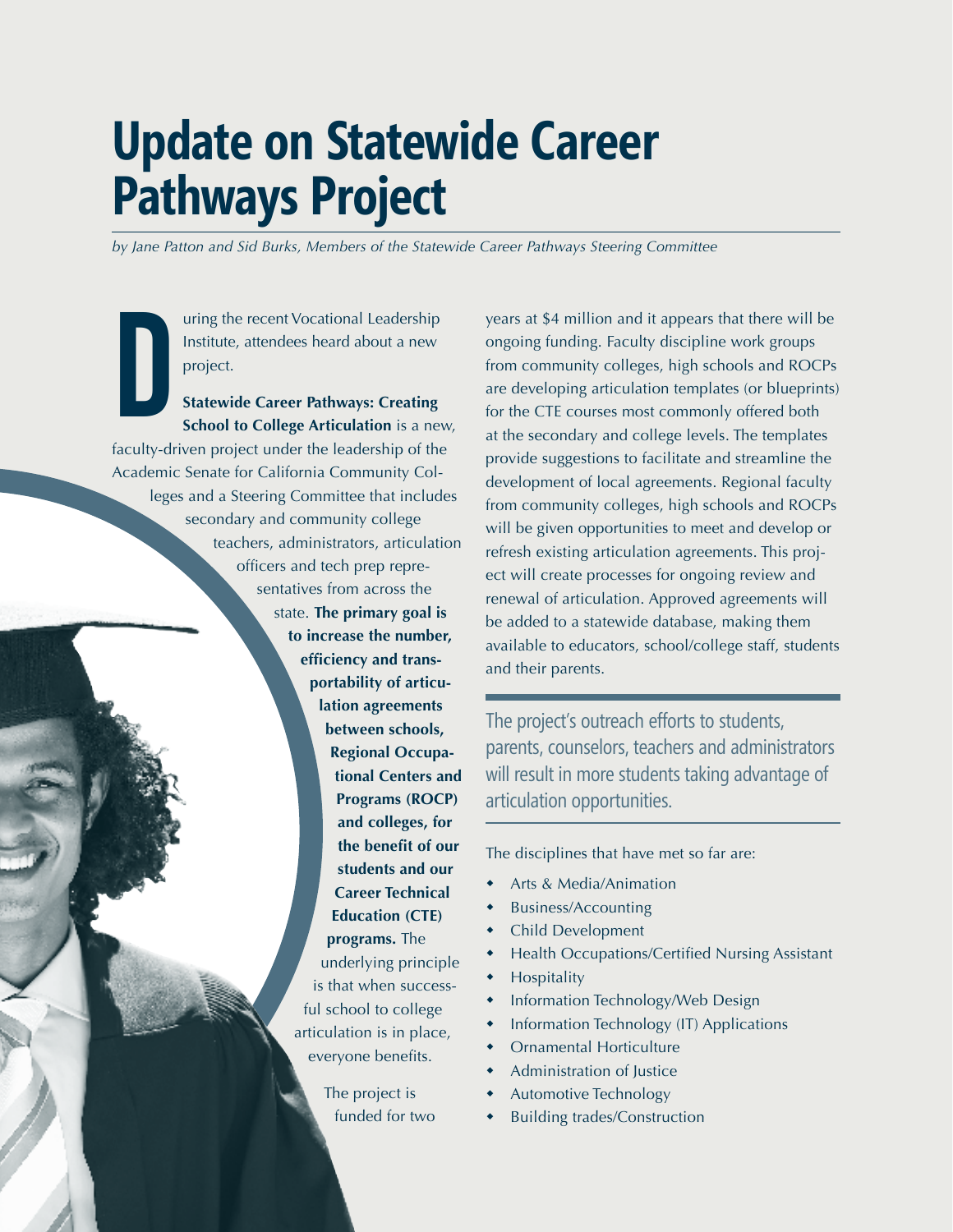# Update on Statewide Career Pathways Project

*by Jane Patton and Sid Burks, Members of the Statewide Career Pathways Steering Committee*

During the recent Vocational Leadership Institute, attendees heard about a new project.

**Statewide Career Pathways: Creating School to College Articulation** is a new, faculty-driven project under the leadership of the Academic Senate for California Community Colleges and a Steering Committee that includes secondary and community college teachers, administrators, articulation officers and tech prep representatives from across the state. **The primary goal is to increase the number, efficiency and transportability of articulation agreements between schools, Regional Occupational Centers and Programs (ROCP) and colleges, for the benefit of our students and our Career Technical Education (CTE) programs.** The underlying principle is that when successful school to college articulation is in place, everyone benefits.

The project is funded for two years at $4 million and it appears that there will be ongoing funding. Faculty discipline work groups from community colleges, high schools and ROCPs are developing articulation templates (or blueprints) for the CTE courses most commonly offered both at the secondary and college levels. The templates provide suggestions to facilitate and streamline the development of local agreements. Regional faculty from community colleges, high schools and ROCPs will be given opportunities to meet and develop or refresh existing articulation agreements. This project will create processes for ongoing review and renewal of articulation. Approved agreements will be added to a statewide database, making them available to educators, school/college staff, students and their parents.

The project's outreach efforts to students, parents, counselors, teachers and administrators will result in more students taking advantage of articulation opportunities.

The disciplines that have met so far are:

- Arts & Media/Animation
- Business/Accounting
- Child Development
- Health Occupations/Certified Nursing Assistant
- Hospitality
- Information Technology/Web Design
- Information Technology (IT) Applications
- Ornamental Horticulture
- Administration of Justice
- Automotive Technology
- Building trades/Construction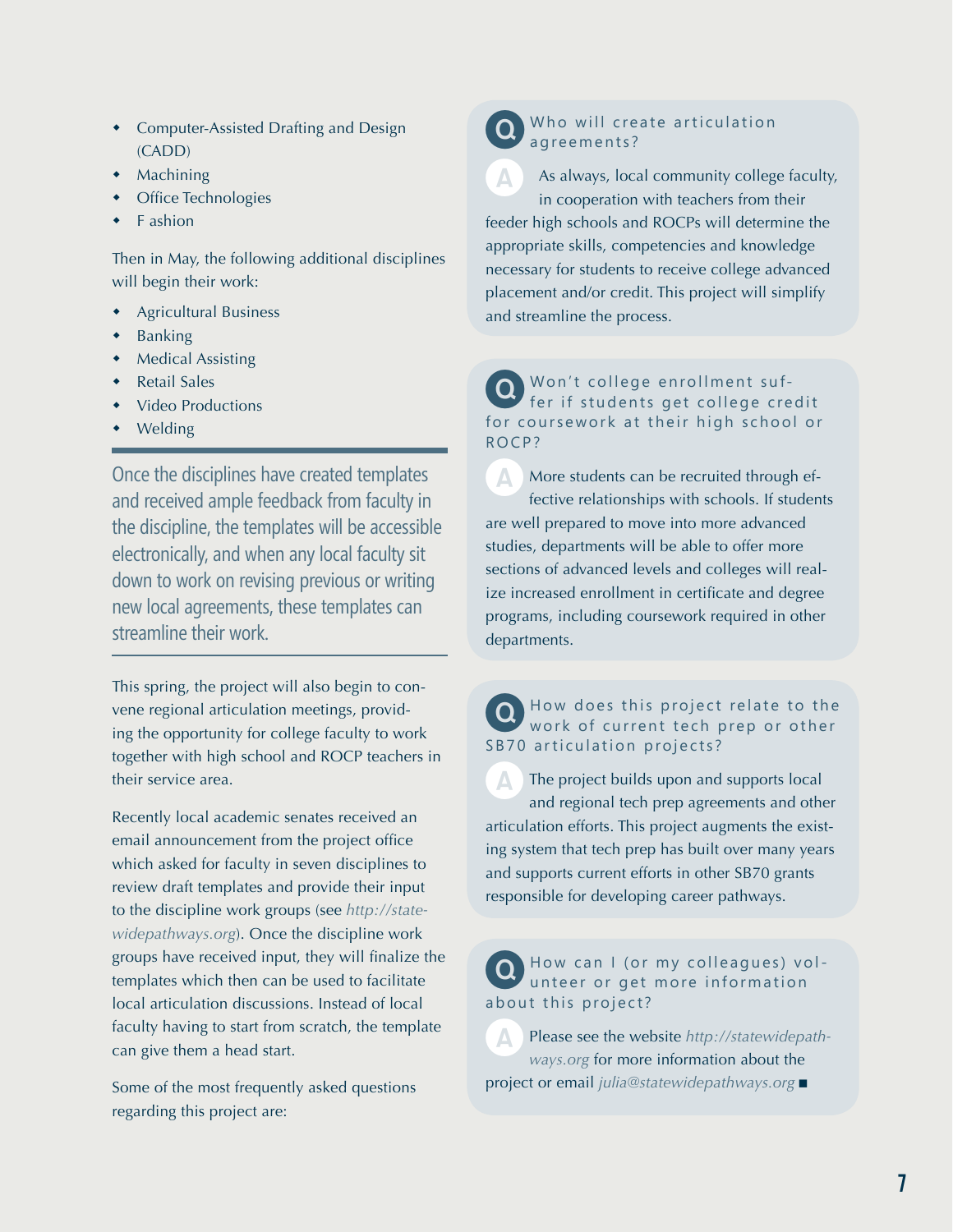- Computer-Assisted Drafting and Design (CADD)
- Machining
- Office Technologies
- F ashion

Then in May, the following additional disciplines will begin their work:

- Agricultural Business
- Banking
- Medical Assisting
- Retail Sales
- Video Productions
- Welding

> Once the disciplines have created templates and received ample feedback from faculty in the discipline, the templates will be accessible electronically, and when any local faculty sit down to work on revising previous or writing new local agreements, these templates can streamline their work.

This spring, the project will also begin to convene regional articulation meetings, providing the opportunity for college faculty to work together with high school and ROCP teachers in their service area.

Recently local academic senates received an email announcement from the project office which asked for faculty in seven disciplines to review draft templates and provide their input to the discipline work groups (see *http://statewidepathways.org*). Once the discipline work groups have received input, they will finalize the templates which then can be used to facilitate local articulation discussions. Instead of local faculty having to start from scratch, the template can give them a head start.

Some of the most frequently asked questions regarding this project are:

**Q** Who will create articulation agreements?

**A** As always, local community college faculty, in cooperation with teachers from their feeder high schools and ROCPs will determine the appropriate skills, competencies and knowledge necessary for students to receive college advanced placement and/or credit. This project will simplify and streamline the process.

**Q** Won't college enrollment suffer if students get college credit for coursework at their high school or ROCP?

**A** More students can be recruited through effective relationships with schools. If students are well prepared to move into more advanced studies, departments will be able to offer more sections of advanced levels and colleges will realize increased enrollment in certificate and degree programs, including coursework required in other departments.

**Q** How does this project relate to the work of current tech prep or other SB70 articulation projects?

**A** The project builds upon and supports local and regional tech prep agreements and other articulation efforts. This project augments the existing system that tech prep has built over many years and supports current efforts in other SB70 grants responsible for developing career pathways.

**Q** How can I (or my colleagues) volunteer or get more information about this project?

**A** Please see the website *http://statewidepathways.org* for more information about the project or email *julia@statewidepathways.org* ■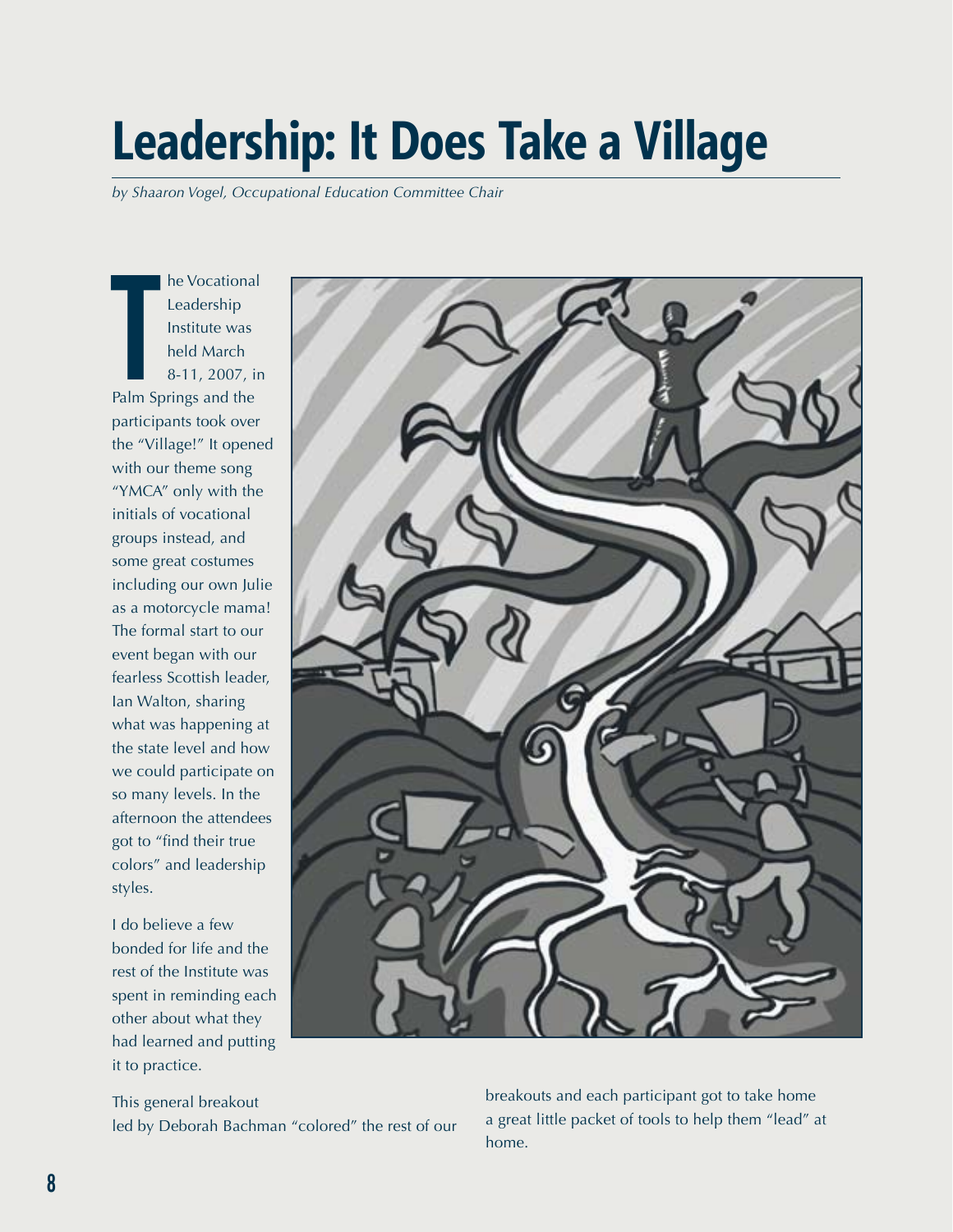# Leadership: It Does Take a Village

*by Shaaron Vogel, Occupational Education Committee Chair*

The Vocational Leadership Institute was held March 8-11, 2007, in Palm Springs and the participants took over the "Village!" It opened with our theme song "YMCA" only with the initials of vocational groups instead, and some great costumes including our own Julie as a motorcycle mama! The formal start to our event began with our fearless Scottish leader, Ian Walton, sharing what was happening at the state level and how we could participate on so many levels. In the afternoon the attendees got to "find their true colors" and leadership styles.

I do believe a few bonded for life and the rest of the Institute was spent in reminding each other about what they had learned and putting it to practice.

This general breakout led by Deborah Bachman "colored" the rest of our breakouts and each participant got to take home a great little packet of tools to help them "lead" at home.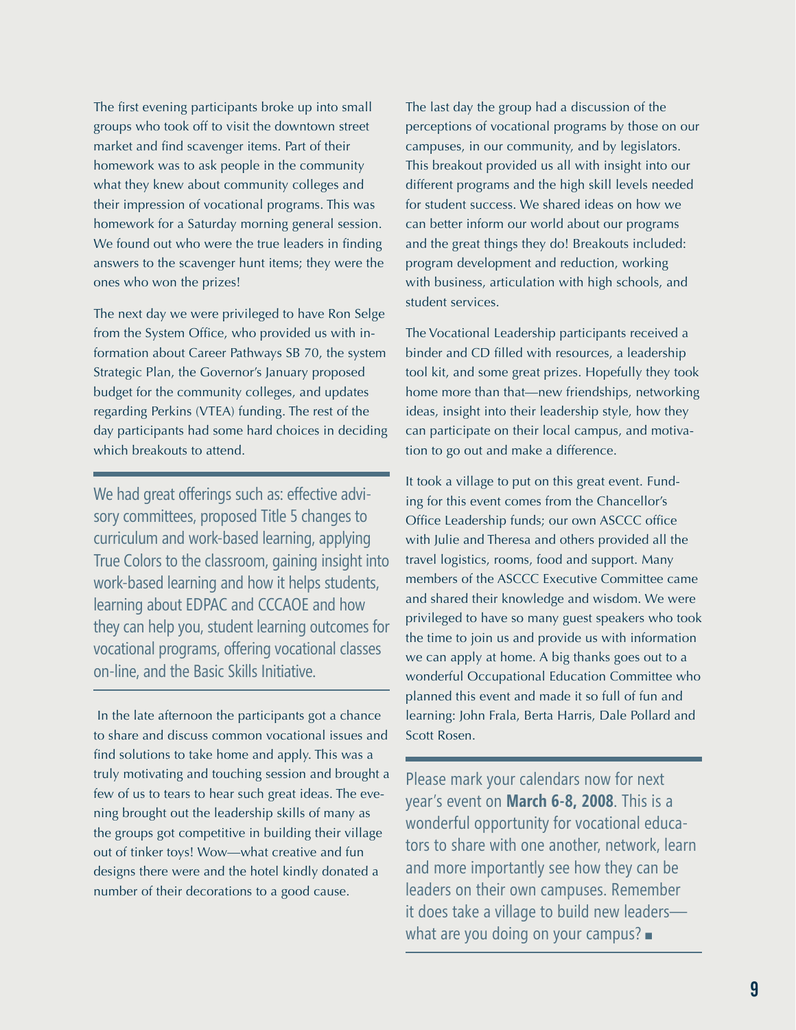The first evening participants broke up into small groups who took off to visit the downtown street market and find scavenger items. Part of their homework was to ask people in the community what they knew about community colleges and their impression of vocational programs. This was homework for a Saturday morning general session. We found out who were the true leaders in finding answers to the scavenger hunt items; they were the ones who won the prizes!

The next day we were privileged to have Ron Selge from the System Office, who provided us with information about Career Pathways SB 70, the system Strategic Plan, the Governor's January proposed budget for the community colleges, and updates regarding Perkins (VTEA) funding. The rest of the day participants had some hard choices in deciding which breakouts to attend.

We had great offerings such as: effective advisory committees, proposed Title 5 changes to curriculum and work-based learning, applying True Colors to the classroom, gaining insight into work-based learning and how it helps students, learning about EDPAC and CCCAOE and how they can help you, student learning outcomes for vocational programs, offering vocational classes on-line, and the Basic Skills Initiative.

In the late afternoon the participants got a chance to share and discuss common vocational issues and find solutions to take home and apply. This was a truly motivating and touching session and brought a few of us to tears to hear such great ideas. The evening brought out the leadership skills of many as the groups got competitive in building their village out of tinker toys! Wow—what creative and fun designs there were and the hotel kindly donated a number of their decorations to a good cause.

The last day the group had a discussion of the perceptions of vocational programs by those on our campuses, in our community, and by legislators. This breakout provided us all with insight into our different programs and the high skill levels needed for student success. We shared ideas on how we can better inform our world about our programs and the great things they do! Breakouts included: program development and reduction, working with business, articulation with high schools, and student services.

The Vocational Leadership participants received a binder and CD filled with resources, a leadership tool kit, and some great prizes. Hopefully they took home more than that—new friendships, networking ideas, insight into their leadership style, how they can participate on their local campus, and motivation to go out and make a difference.

It took a village to put on this great event. Funding for this event comes from the Chancellor's Office Leadership funds; our own ASCCC office with Julie and Theresa and others provided all the travel logistics, rooms, food and support. Many members of the ASCCC Executive Committee came and shared their knowledge and wisdom. We were privileged to have so many guest speakers who took the time to join us and provide us with information we can apply at home. A big thanks goes out to a wonderful Occupational Education Committee who planned this event and made it so full of fun and learning: John Frala, Berta Harris, Dale Pollard and Scott Rosen.

Please mark your calendars now for next year's event on **March 6-8, 2008**. This is a wonderful opportunity for vocational educators to share with one another, network, learn and more importantly see how they can be leaders on their own campuses. Remember it does take a village to build new leaders—what are you doing on your campus? ■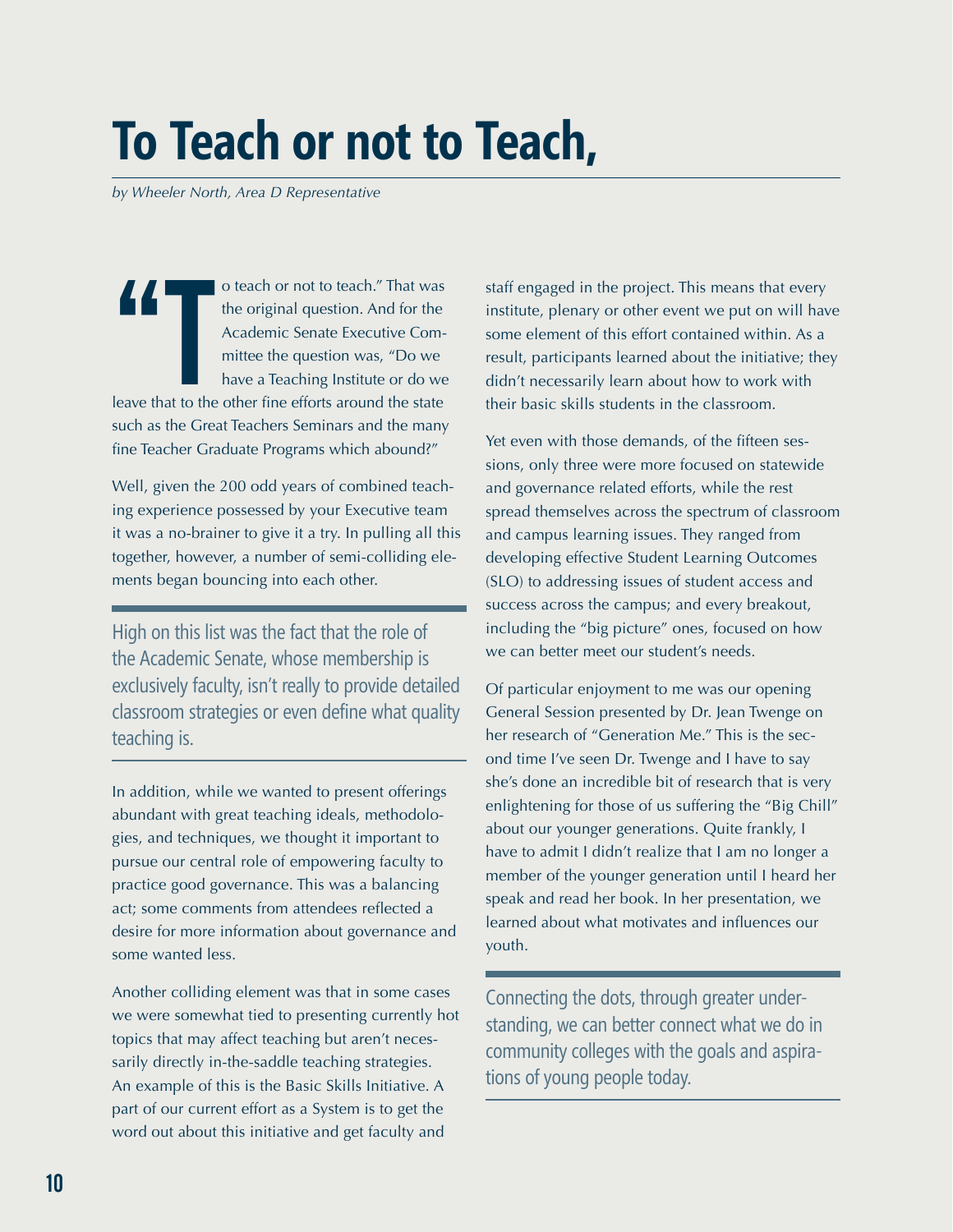# To Teach or not to Teach,

*by Wheeler North, Area D Representative*

"To teach or not to teach." That was the original question. And for the Academic Senate Executive Committee the question was, "Do we have a Teaching Institute or do we leave that to the other fine efforts around the state such as the Great Teachers Seminars and the many fine Teacher Graduate Programs which abound?"

Well, given the 200 odd years of combined teaching experience possessed by your Executive team it was a no-brainer to give it a try. In pulling all this together, however, a number of semi-colliding elements began bouncing into each other.

High on this list was the fact that the role of the Academic Senate, whose membership is exclusively faculty, isn't really to provide detailed classroom strategies or even define what quality teaching is.

In addition, while we wanted to present offerings abundant with great teaching ideals, methodologies, and techniques, we thought it important to pursue our central role of empowering faculty to practice good governance. This was a balancing act; some comments from attendees reflected a desire for more information about governance and some wanted less.

Another colliding element was that in some cases we were somewhat tied to presenting currently hot topics that may affect teaching but aren't necessarily directly in-the-saddle teaching strategies. An example of this is the Basic Skills Initiative. A part of our current effort as a System is to get the word out about this initiative and get faculty and staff engaged in the project. This means that every institute, plenary or other event we put on will have some element of this effort contained within. As a result, participants learned about the initiative; they didn't necessarily learn about how to work with their basic skills students in the classroom.

Yet even with those demands, of the fifteen sessions, only three were more focused on statewide and governance related efforts, while the rest spread themselves across the spectrum of classroom and campus learning issues. They ranged from developing effective Student Learning Outcomes (SLO) to addressing issues of student access and success across the campus; and every breakout, including the "big picture" ones, focused on how we can better meet our student's needs.

Of particular enjoyment to me was our opening General Session presented by Dr. Jean Twenge on her research of "Generation Me." This is the second time I've seen Dr. Twenge and I have to say she's done an incredible bit of research that is very enlightening for those of us suffering the "Big Chill" about our younger generations. Quite frankly, I have to admit I didn't realize that I am no longer a member of the younger generation until I heard her speak and read her book. In her presentation, we learned about what motivates and influences our youth.

Connecting the dots, through greater understanding, we can better connect what we do in community colleges with the goals and aspirations of young people today.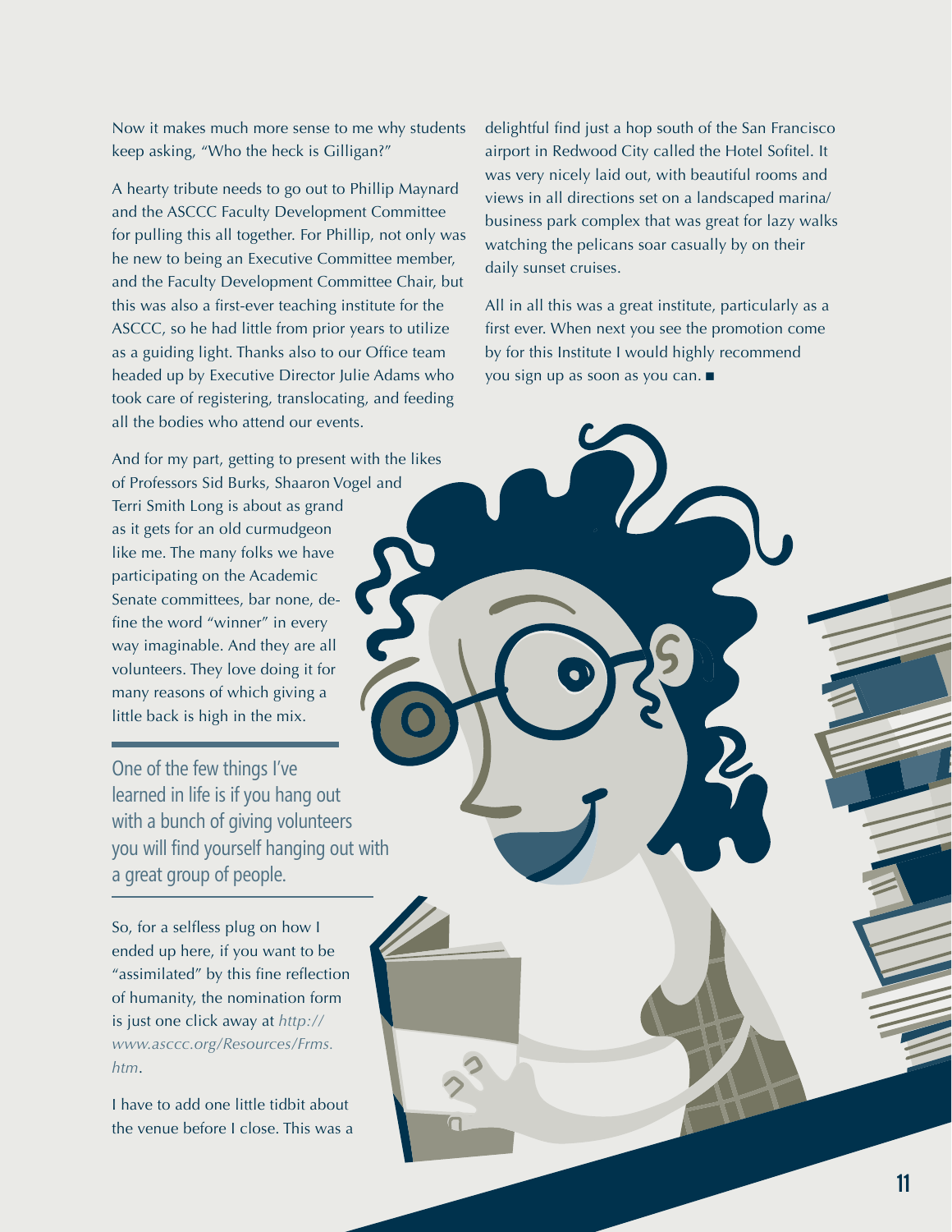Now it makes much more sense to me why students keep asking, "Who the heck is Gilligan?"

A hearty tribute needs to go out to Phillip Maynard and the ASCCC Faculty Development Committee for pulling this all together. For Phillip, not only was he new to being an Executive Committee member, and the Faculty Development Committee Chair, but this was also a first-ever teaching institute for the ASCCC, so he had little from prior years to utilize as a guiding light. Thanks also to our Office team headed up by Executive Director Julie Adams who took care of registering, translocating, and feeding all the bodies who attend our events.

And for my part, getting to present with the likes of Professors Sid Burks, Shaaron Vogel and Terri Smith Long is about as grand as it gets for an old curmudgeon like me. The many folks we have participating on the Academic Senate committees, bar none, define the word "winner" in every way imaginable. And they are all volunteers. They love doing it for many reasons of which giving a little back is high in the mix.

> One of the few things I've learned in life is if you hang out with a bunch of giving volunteers you will find yourself hanging out with a great group of people.

So, for a selfless plug on how I ended up here, if you want to be "assimilated" by this fine reflection of humanity, the nomination form is just one click away at *http://www.asccc.org/Resources/Frms.htm*.

I have to add one little tidbit about the venue before I close. This was a delightful find just a hop south of the San Francisco airport in Redwood City called the Hotel Sofitel. It was very nicely laid out, with beautiful rooms and views in all directions set on a landscaped marina/business park complex that was great for lazy walks watching the pelicans soar casually by on their daily sunset cruises.

All in all this was a great institute, particularly as a first ever. When next you see the promotion come by for this Institute I would highly recommend you sign up as soon as you can. ■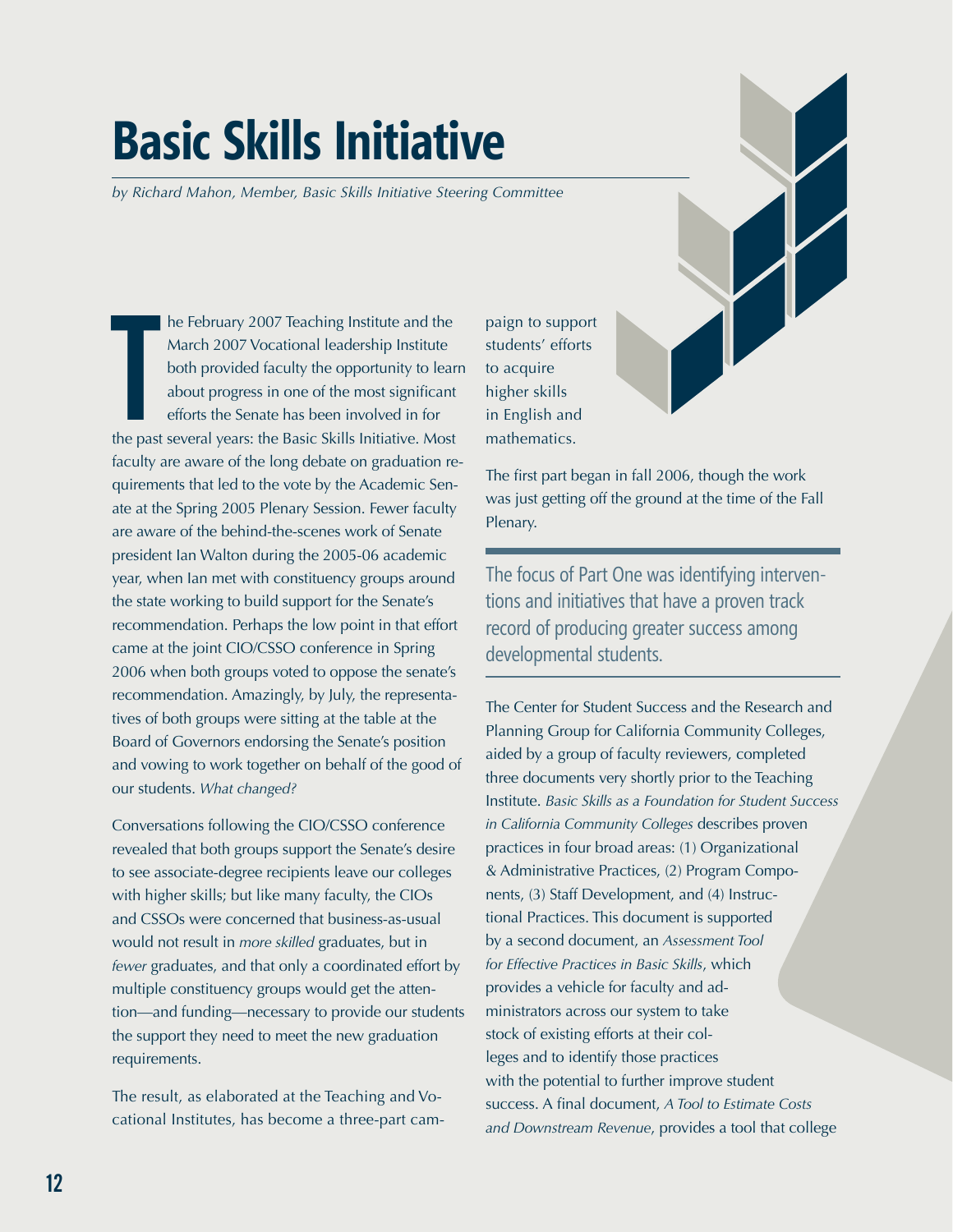# Basic Skills Initiative

*by Richard Mahon, Member, Basic Skills Initiative Steering Committee*

The February 2007 Teaching Institute and the March 2007 Vocational leadership Institute both provided faculty the opportunity to learn about progress in one of the most significant efforts the Senate has been involved in for the past several years: the Basic Skills Initiative. Most faculty are aware of the long debate on graduation requirements that led to the vote by the Academic Senate at the Spring 2005 Plenary Session. Fewer faculty are aware of the behind-the-scenes work of Senate president Ian Walton during the 2005-06 academic year, when Ian met with constituency groups around the state working to build support for the Senate's recommendation. Perhaps the low point in that effort came at the joint CIO/CSSO conference in Spring 2006 when both groups voted to oppose the senate's recommendation. Amazingly, by July, the representatives of both groups were sitting at the table at the Board of Governors endorsing the Senate's position and vowing to work together on behalf of the good of our students. *What changed?*

Conversations following the CIO/CSSO conference revealed that both groups support the Senate's desire to see associate-degree recipients leave our colleges with higher skills; but like many faculty, the CIOs and CSSOs were concerned that business-as-usual would not result in *more skilled* graduates, but in *fewer* graduates, and that only a coordinated effort by multiple constituency groups would get the attention—and funding—necessary to provide our students the support they need to meet the new graduation requirements.

The result, as elaborated at the Teaching and Vocational Institutes, has become a three-part campaign to support students' efforts to acquire higher skills in English and mathematics.

The first part began in fall 2006, though the work was just getting off the ground at the time of the Fall Plenary.

> The focus of Part One was identifying interventions and initiatives that have a proven track record of producing greater success among developmental students.

The Center for Student Success and the Research and Planning Group for California Community Colleges, aided by a group of faculty reviewers, completed three documents very shortly prior to the Teaching Institute. *Basic Skills as a Foundation for Student Success in California Community Colleges* describes proven practices in four broad areas: (1) Organizational & Administrative Practices, (2) Program Components, (3) Staff Development, and (4) Instructional Practices. This document is supported by a second document, an *Assessment Tool for Effective Practices in Basic Skills*, which provides a vehicle for faculty and administrators across our system to take stock of existing efforts at their colleges and to identify those practices with the potential to further improve student success. A final document, *A Tool to Estimate Costs and Downstream Revenue*, provides a tool that college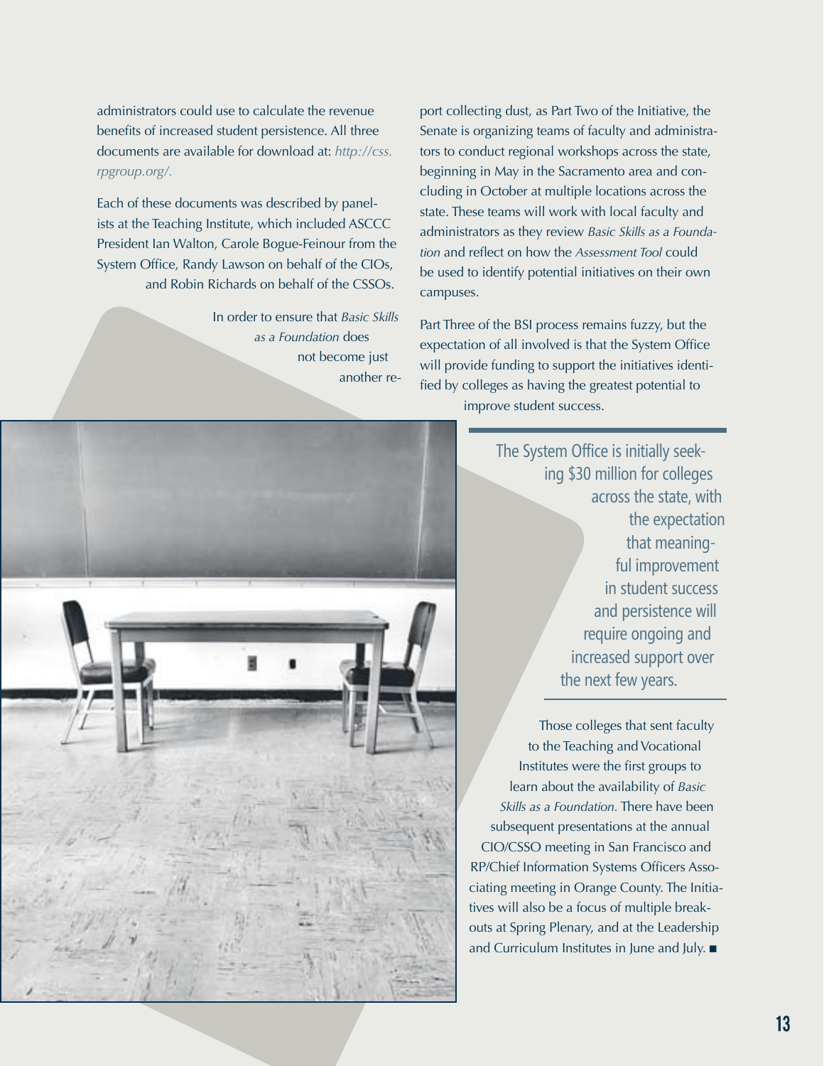administrators could use to calculate the revenue benefits of increased student persistence. All three documents are available for download at: *http://css.rpgroup.org/.*

Each of these documents was described by panelists at the Teaching Institute, which included ASCCC President Ian Walton, Carole Bogue-Feinour from the System Office, Randy Lawson on behalf of the CIOs, and Robin Richards on behalf of the CSSOs.

In order to ensure that *Basic Skills as a Foundation* does not become just another report collecting dust, as Part Two of the Initiative, the Senate is organizing teams of faculty and administrators to conduct regional workshops across the state, beginning in May in the Sacramento area and concluding in October at multiple locations across the state. These teams will work with local faculty and administrators as they review *Basic Skills as a Foundation* and reflect on how the *Assessment Tool* could be used to identify potential initiatives on their own campuses.

Part Three of the BSI process remains fuzzy, but the expectation of all involved is that the System Office will provide funding to support the initiatives identified by colleges as having the greatest potential to improve student success.

> The System Office is initially seeking $30 million for colleges across the state, with the expectation that meaningful improvement in student success and persistence will require ongoing and increased support over the next few years.

Those colleges that sent faculty to the Teaching and Vocational Institutes were the first groups to learn about the availability of *Basic Skills as a Foundation*. There have been subsequent presentations at the annual CIO/CSSO meeting in San Francisco and RP/Chief Information Systems Officers Associating meeting in Orange County. The Initiatives will also be a focus of multiple breakouts at Spring Plenary, and at the Leadership and Curriculum Institutes in June and July. ■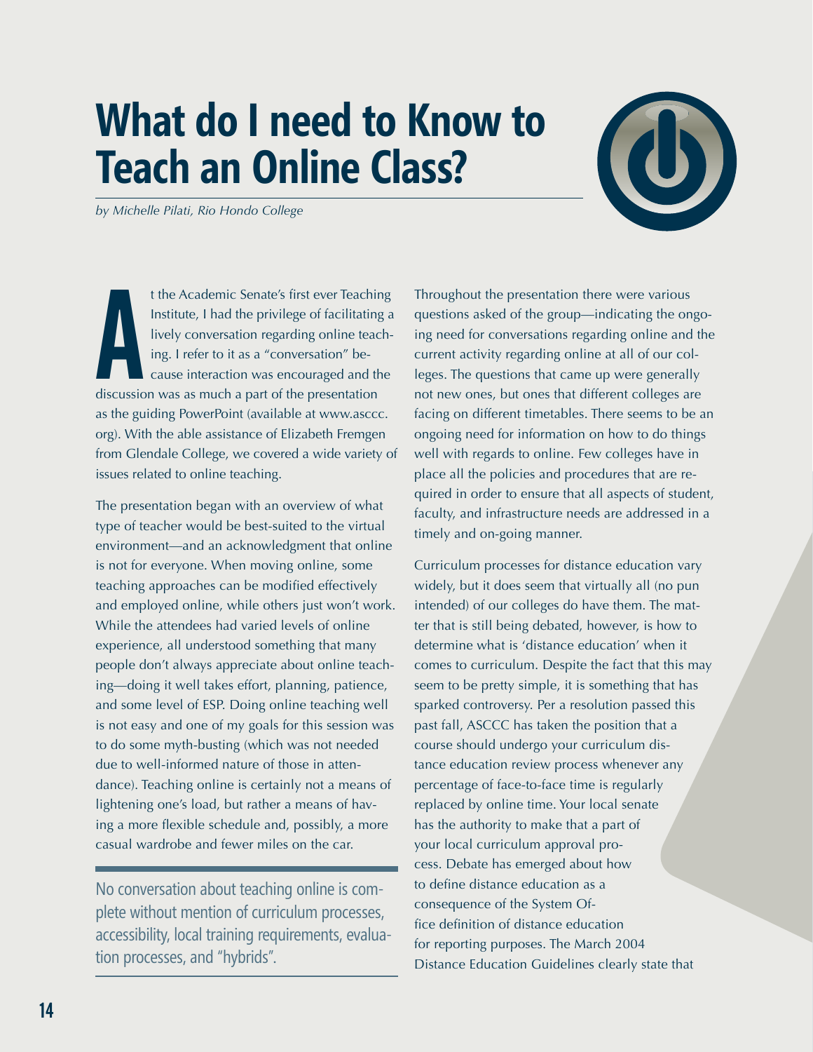# What do I need to Know to Teach an Online Class?

*by Michelle Pilati, Rio Hondo College*

At the Academic Senate's first ever Teaching Institute, I had the privilege of facilitating a lively conversation regarding online teaching. I refer to it as a "conversation" because interaction was encouraged and the discussion was as much a part of the presentation as the guiding PowerPoint (available at www.asccc.org). With the able assistance of Elizabeth Fremgen from Glendale College, we covered a wide variety of issues related to online teaching.

The presentation began with an overview of what type of teacher would be best-suited to the virtual environment—and an acknowledgment that online is not for everyone. When moving online, some teaching approaches can be modified effectively and employed online, while others just won't work. While the attendees had varied levels of online experience, all understood something that many people don't always appreciate about online teaching—doing it well takes effort, planning, patience, and some level of ESP. Doing online teaching well is not easy and one of my goals for this session was to do some myth-busting (which was not needed due to well-informed nature of those in attendance). Teaching online is certainly not a means of lightening one's load, but rather a means of having a more flexible schedule and, possibly, a more casual wardrobe and fewer miles on the car.

> No conversation about teaching online is complete without mention of curriculum processes, accessibility, local training requirements, evaluation processes, and "hybrids".

Throughout the presentation there were various questions asked of the group—indicating the ongoing need for conversations regarding online and the current activity regarding online at all of our colleges. The questions that came up were generally not new ones, but ones that different colleges are facing on different timetables. There seems to be an ongoing need for information on how to do things well with regards to online. Few colleges have in place all the policies and procedures that are required in order to ensure that all aspects of student, faculty, and infrastructure needs are addressed in a timely and on-going manner.

Curriculum processes for distance education vary widely, but it does seem that virtually all (no pun intended) of our colleges do have them. The matter that is still being debated, however, is how to determine what is 'distance education' when it comes to curriculum. Despite the fact that this may seem to be pretty simple, it is something that has sparked controversy. Per a resolution passed this past fall, ASCCC has taken the position that a course should undergo your curriculum distance education review process whenever any percentage of face-to-face time is regularly replaced by online time. Your local senate has the authority to make that a part of your local curriculum approval process. Debate has emerged about how to define distance education as a consequence of the System Office definition of distance education for reporting purposes. The March 2004 Distance Education Guidelines clearly state that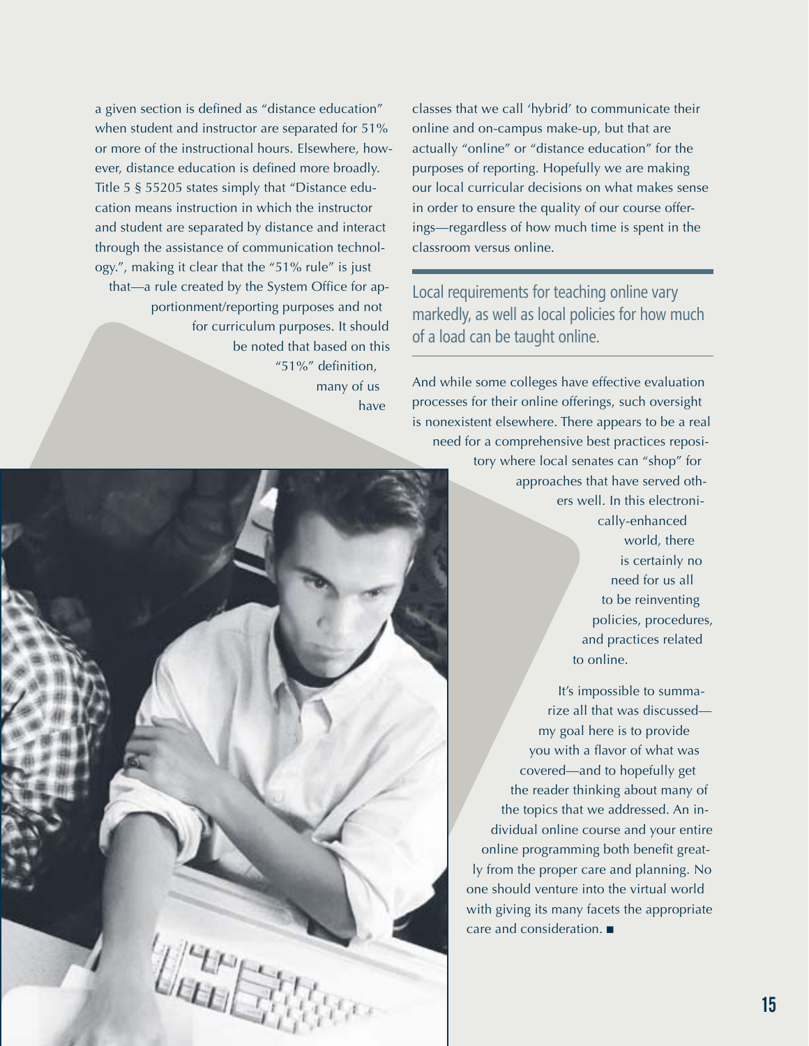a given section is defined as "distance education" when student and instructor are separated for 51% or more of the instructional hours. Elsewhere, however, distance education is defined more broadly. Title 5 § 55205 states simply that "Distance education means instruction in which the instructor and student are separated by distance and interact through the assistance of communication technology.", making it clear that the "51% rule" is just that—a rule created by the System Office for apportionment/reporting purposes and not for curriculum purposes. It should be noted that based on this "51%" definition, many of us have classes that we call 'hybrid' to communicate their online and on-campus make-up, but that are actually "online" or "distance education" for the purposes of reporting. Hopefully we are making our local curricular decisions on what makes sense in order to ensure the quality of our course offerings—regardless of how much time is spent in the classroom versus online.

> Local requirements for teaching online vary markedly, as well as local policies for how much of a load can be taught online.

And while some colleges have effective evaluation processes for their online offerings, such oversight is nonexistent elsewhere. There appears to be a real need for a comprehensive best practices repository where local senates can "shop" for approaches that have served others well. In this electronically-enhanced world, there is certainly no need for us all to be reinventing policies, procedures, and practices related to online.

It's impossible to summarize all that was discussed—my goal here is to provide you with a flavor of what was covered—and to hopefully get the reader thinking about many of the topics that we addressed. An individual online course and your entire online programming both benefit greatly from the proper care and planning. No one should venture into the virtual world with giving its many facets the appropriate care and consideration. ■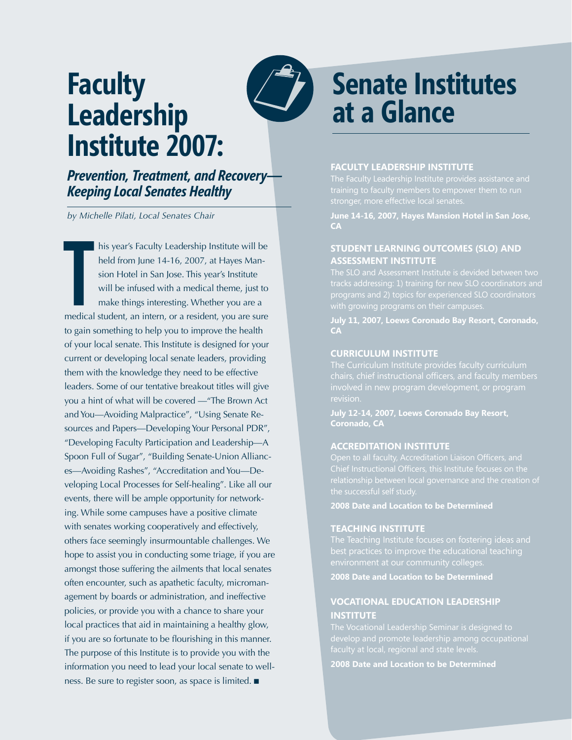# Faculty Leadership Institute 2007:

## *Prevention, Treatment, and Recovery—Keeping Local Senates Healthy*

*by Michelle Pilati, Local Senates Chair*

This year's Faculty Leadership Institute will be held from June 14-16, 2007, at Hayes Mansion Hotel in San Jose. This year's Institute will be infused with a medical theme, just to make things interesting. Whether you are a medical student, an intern, or a resident, you are sure to gain something to help you to improve the health of your local senate. This Institute is designed for your current or developing local senate leaders, providing them with the knowledge they need to be effective leaders. Some of our tentative breakout titles will give you a hint of what will be covered —"The Brown Act and You—Avoiding Malpractice", "Using Senate Resources and Papers—Developing Your Personal PDR", "Developing Faculty Participation and Leadership—A Spoon Full of Sugar", "Building Senate-Union Alliances—Avoiding Rashes", "Accreditation and You—Developing Local Processes for Self-healing". Like all our events, there will be ample opportunity for networking. While some campuses have a positive climate with senates working cooperatively and effectively, others face seemingly insurmountable challenges. We hope to assist you in conducting some triage, if you are amongst those suffering the ailments that local senates often encounter, such as apathetic faculty, micromanagement by boards or administration, and ineffective policies, or provide you with a chance to share your local practices that aid in maintaining a healthy glow, if you are so fortunate to be flourishing in this manner. The purpose of this Institute is to provide you with the information you need to lead your local senate to wellness. Be sure to register soon, as space is limited. ■

# Senate Institutes at a Glance

### FACULTY LEADERSHIP INSTITUTE

The Faculty Leadership Institute provides assistance and training to faculty members to empower them to run stronger, more effective local senates.

**June 14-16, 2007, Hayes Mansion Hotel in San Jose, CA**

### STUDENT LEARNING OUTCOMES (SLO) AND ASSESSMENT INSTITUTE

The SLO and Assessment Institute is devided between two tracks addressing: 1) training for new SLO coordinators and programs and 2) topics for experienced SLO coordinators with growing programs on their campuses.

**July 11, 2007, Loews Coronado Bay Resort, Coronado, CA**

### CURRICULUM INSTITUTE

The Curriculum Institute provides faculty curriculum chairs, chief instructional officers, and faculty members involved in new program development, or program revision.

**July 12-14, 2007, Loews Coronado Bay Resort, Coronado, CA**

### ACCREDITATION INSTITUTE

Open to all faculty, Accreditation Liaison Officers, and Chief Instructional Officers, this Institute focuses on the relationship between local governance and the creation of the successful self study.

**2008 Date and Location to be Determined**

### TEACHING INSTITUTE

The Teaching Institute focuses on fostering ideas and best practices to improve the educational teaching environment at our community colleges.

**2008 Date and Location to be Determined**

### VOCATIONAL EDUCATION LEADERSHIP INSTITUTE

The Vocational Leadership Seminar is designed to develop and promote leadership among occupational faculty at local, regional and state levels.

**2008 Date and Location to be Determined**